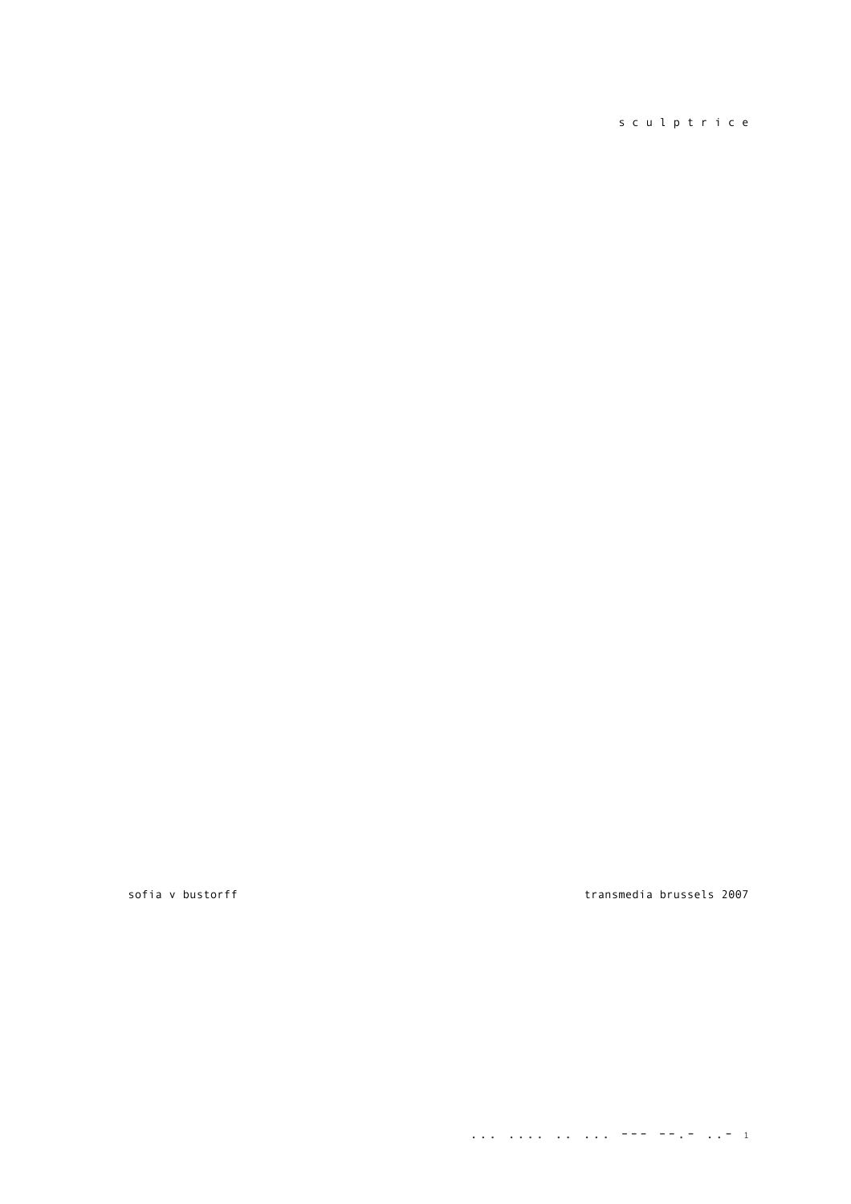s c u l p t r i c e

sofia v bustorff

transmedia brussels 2007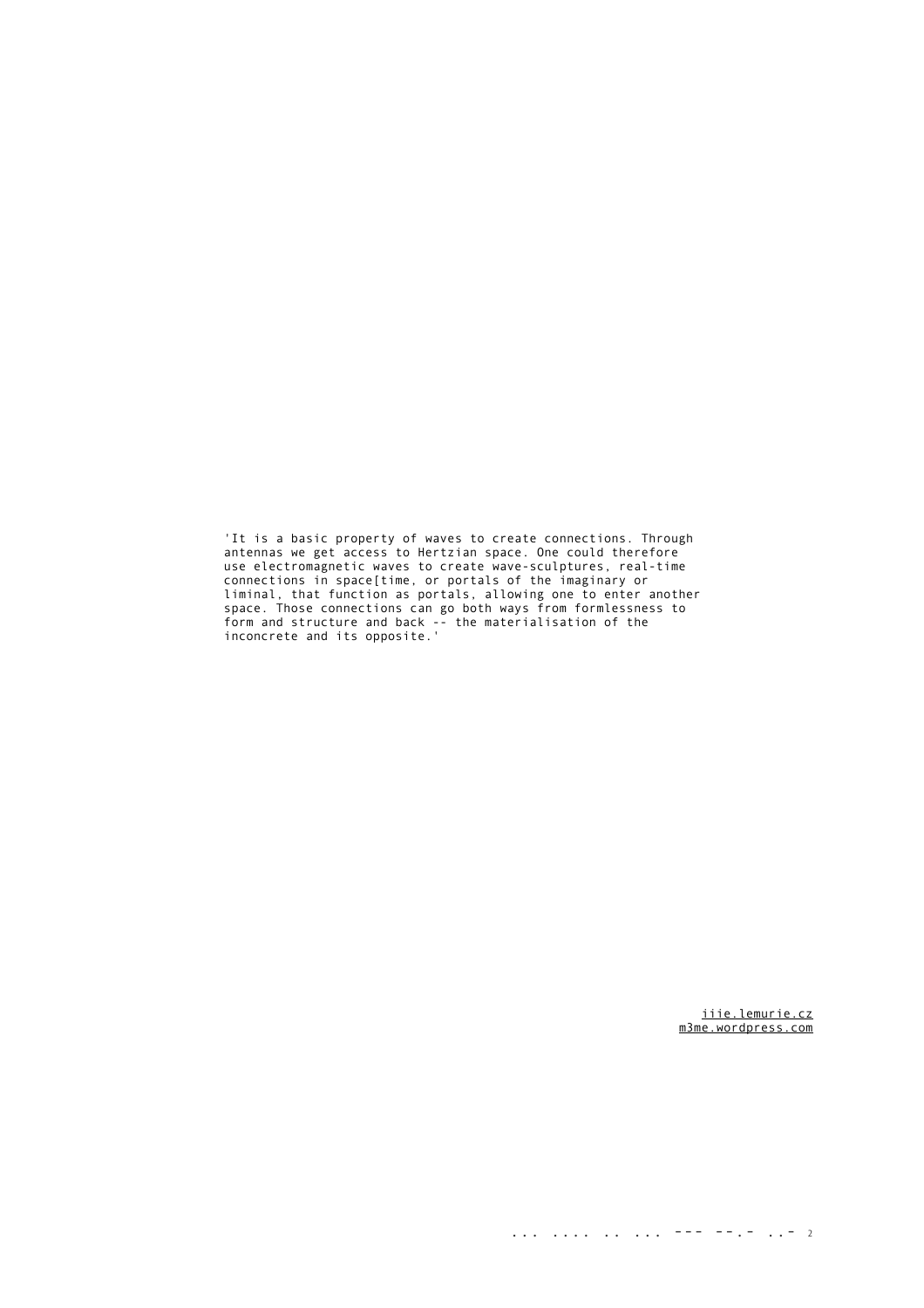'It is a basic property of waves to create connections. Through antennas we get access to Hertzian space. One could therefore use electromagnetic waves to create wave-sculptures, real-time connections in space[time, or portals of the imaginary or liminal, that function as portals, allowing one to enter another space. Those connections can go both ways from formlessness to form and structure and back -- the materialisation of the inconcrete and its opposite.'

iiie.lemurie.cz
m3me.wordpress.com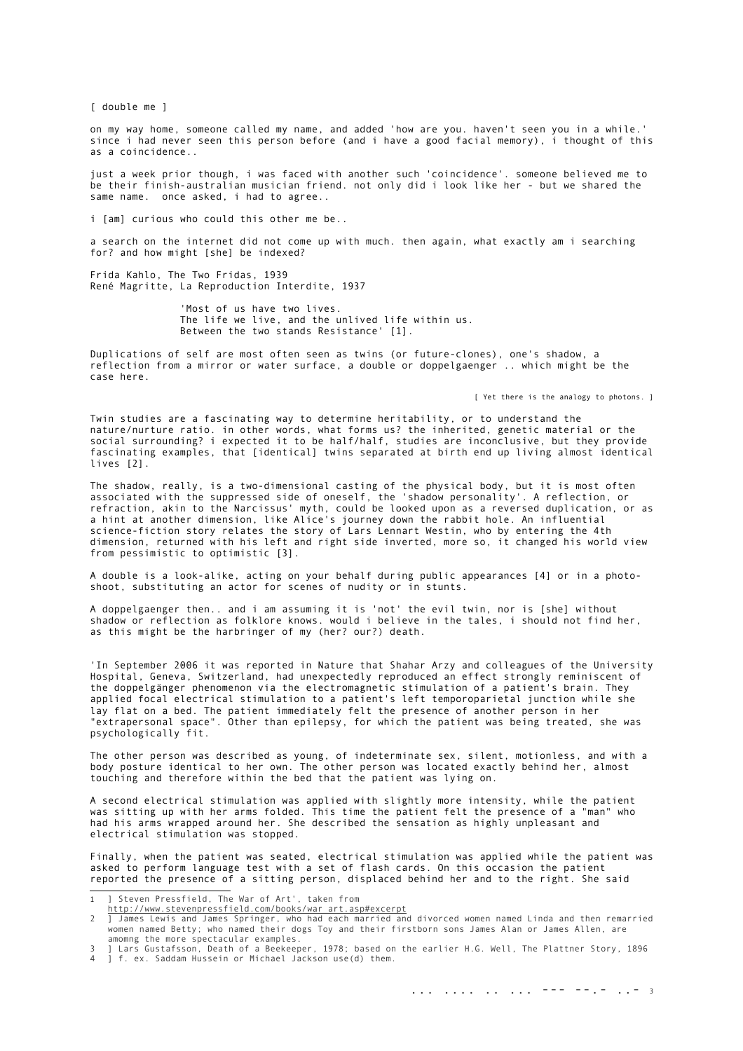[ double me ]

on my way home, someone called my name, and added 'how are you. haven't seen you in a while.' since i had never seen this person before (and i have a good facial memory), i thought of this as a coincidence..

just a week prior though, i was faced with another such 'coincidence'. someone believed me to be their finish-australian musician friend. not only did i look like her - but we shared the same name. once asked, i had to agree..

i [am] curious who could this other me be..

a search on the internet did not come up with much. then again, what exactly am i searching for? and how might [she] be indexed?

Frida Kahlo, The Two Fridas, 1939
René Magritte, La Reproduction Interdite, 1937

> 'Most of us have two lives.
> The life we live, and the unlived life within us.
> Between the two stands Resistance' [1].

Duplications of self are most often seen as twins (or future-clones), one's shadow, a reflection from a mirror or water surface, a double or doppelgaenger .. which might be the case here.

[ Yet there is the analogy to photons. ]

Twin studies are a fascinating way to determine heritability, or to understand the nature/nurture ratio. in other words, what forms us? the inherited, genetic material or the social surrounding? i expected it to be half/half, studies are inconclusive, but they provide fascinating examples, that [identical] twins separated at birth end up living almost identical lives [2].

The shadow, really, is a two-dimensional casting of the physical body, but it is most often associated with the suppressed side of oneself, the 'shadow personality'. A reflection, or refraction, akin to the Narcissus' myth, could be looked upon as a reversed duplication, or as a hint at another dimension, like Alice's journey down the rabbit hole. An influential science-fiction story relates the story of Lars Lennart Westin, who by entering the 4th dimension, returned with his left and right side inverted, more so, it changed his world view from pessimistic to optimistic [3].

A double is a look-alike, acting on your behalf during public appearances [4] or in a photo-shoot, substituting an actor for scenes of nudity or in stunts.

A doppelgaenger then.. and i am assuming it is 'not' the evil twin, nor is [she] without shadow or reflection as folklore knows. would i believe in the tales, i should not find her, as this might be the harbringer of my (her? our?) death.

'In September 2006 it was reported in Nature that Shahar Arzy and colleagues of the University Hospital, Geneva, Switzerland, had unexpectedly reproduced an effect strongly reminiscent of the doppelgänger phenomenon via the electromagnetic stimulation of a patient's brain. They applied focal electrical stimulation to a patient's left temporoparietal junction while she lay flat on a bed. The patient immediately felt the presence of another person in her "extrapersonal space". Other than epilepsy, for which the patient was being treated, she was psychologically fit.

The other person was described as young, of indeterminate sex, silent, motionless, and with a body posture identical to her own. The other person was located exactly behind her, almost touching and therefore within the bed that the patient was lying on.

A second electrical stimulation was applied with slightly more intensity, while the patient was sitting up with her arms folded. This time the patient felt the presence of a "man" who had his arms wrapped around her. She described the sensation as highly unpleasant and electrical stimulation was stopped.

Finally, when the patient was seated, electrical stimulation was applied while the patient was asked to perform language test with a set of flash cards. On this occasion the patient reported the presence of a sitting person, displaced behind her and to the right. She said

---

1 ] Steven Pressfield, The War of Art', taken from http://www.stevenpressfield.com/books/war_art.asp#excerpt

2 ] James Lewis and James Springer, who had each married and divorced women named Linda and then remarried women named Betty; who named their dogs Toy and their firstborn sons James Alan or James Allen, are amomng the more spectacular examples.

3 ] Lars Gustafsson, Death of a Beekeeper, 1978; based on the earlier H.G. Well, The Plattner Story, 1896

4 ] f. ex. Saddam Hussein or Michael Jackson use(d) them.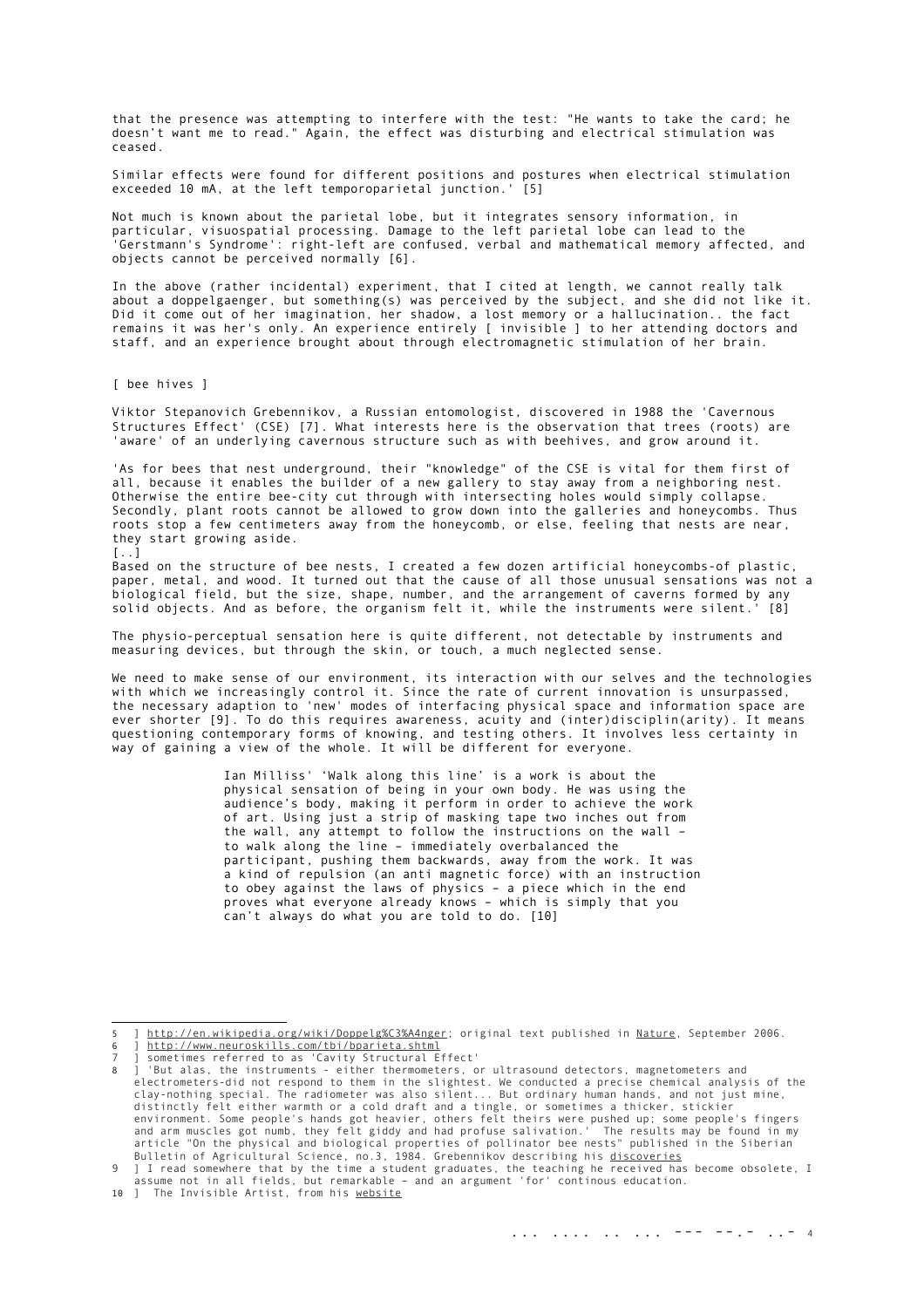that the presence was attempting to interfere with the test: "He wants to take the card; he doesn't want me to read." Again, the effect was disturbing and electrical stimulation was ceased.

Similar effects were found for different positions and postures when electrical stimulation exceeded 10 mA, at the left temporoparietal junction.' [5]

Not much is known about the parietal lobe, but it integrates sensory information, in particular, visuospatial processing. Damage to the left parietal lobe can lead to the 'Gerstmann's Syndrome': right-left are confused, verbal and mathematical memory affected, and objects cannot be perceived normally [6].

In the above (rather incidental) experiment, that I cited at length, we cannot really talk about a doppelgaenger, but something(s) was perceived by the subject, and she did not like it. Did it come out of her imagination, her shadow, a lost memory or a hallucination.. the fact remains it was her's only. An experience entirely [ invisible ] to her attending doctors and staff, and an experience brought about through electromagnetic stimulation of her brain.

[ bee hives ]

Viktor Stepanovich Grebennikov, a Russian entomologist, discovered in 1988 the 'Cavernous Structures Effect' (CSE) [7]. What interests here is the observation that trees (roots) are 'aware' of an underlying cavernous structure such as with beehives, and grow around it.

'As for bees that nest underground, their "knowledge" of the CSE is vital for them first of all, because it enables the builder of a new gallery to stay away from a neighboring nest. Otherwise the entire bee-city cut through with intersecting holes would simply collapse. Secondly, plant roots cannot be allowed to grow down into the galleries and honeycombs. Thus roots stop a few centimeters away from the honeycomb, or else, feeling that nests are near, they start growing aside.
[..]
Based on the structure of bee nests, I created a few dozen artificial honeycombs-of plastic, paper, metal, and wood. It turned out that the cause of all those unusual sensations was not a biological field, but the size, shape, number, and the arrangement of caverns formed by any solid objects. And as before, the organism felt it, while the instruments were silent.' [8]

The physio-perceptual sensation here is quite different, not detectable by instruments and measuring devices, but through the skin, or touch, a much neglected sense.

We need to make sense of our environment, its interaction with our selves and the technologies with which we increasingly control it. Since the rate of current innovation is unsurpassed, the necessary adaption to 'new' modes of interfacing physical space and information space are ever shorter [9]. To do this requires awareness, acuity and (inter)disciplin(arity). It means questioning contemporary forms of knowing, and testing others. It involves less certainty in way of gaining a view of the whole. It will be different for everyone.

> Ian Milliss' 'Walk along this line' is a work is about the physical sensation of being in your own body. He was using the audience's body, making it perform in order to achieve the work of art. Using just a strip of masking tape two inches out from the wall, any attempt to follow the instructions on the wall – to walk along the line – immediately overbalanced the participant, pushing them backwards, away from the work. It was a kind of repulsion (an anti magnetic force) with an instruction to obey against the laws of physics – a piece which in the end proves what everyone already knows – which is simply that you can't always do what you are told to do. [10]

---

5 ] http://en.wikipedia.org/wiki/Doppelg%C3%A4nger; original text published in Nature, September 2006.

6 ] http://www.neuroskills.com/tbi/bparieta.shtml

7 ] sometimes referred to as 'Cavity Structural Effect'

8 ] 'But alas, the instruments - either thermometers, or ultrasound detectors, magnetometers and electrometers-did not respond to them in the slightest. We conducted a precise chemical analysis of the clay-nothing special. The radiometer was also silent... But ordinary human hands, and not just mine, distinctly felt either warmth or a cold draft and a tingle, or sometimes a thicker, stickier environment. Some people's hands got heavier, others felt theirs were pushed up; some people's fingers and arm muscles got numb, they felt giddy and had profuse salivation.' The results may be found in my article "On the physical and biological properties of pollinator bee nests" published in the Siberian Bulletin of Agricultural Science, no.3, 1984. Grebennikov describing his discoveries

9 ] I read somewhere that by the time a student graduates, the teaching he received has become obsolete, I assume not in all fields, but remarkable – and an argument 'for' continous education.

10 ] The Invisible Artist, from his website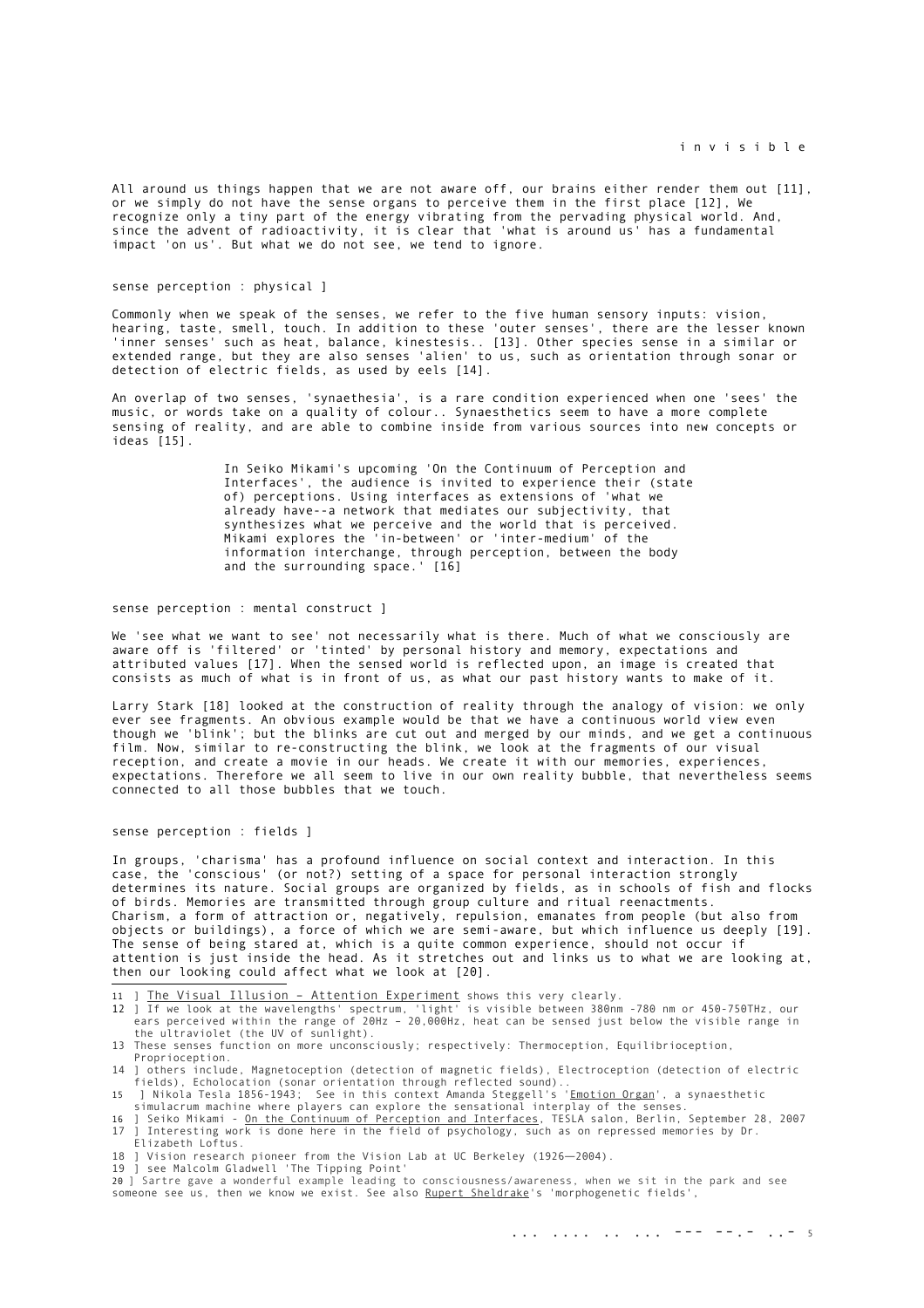i n v i s i b l e

All around us things happen that we are not aware off, our brains either render them out [11], or we simply do not have the sense organs to perceive them in the first place [12], We recognize only a tiny part of the energy vibrating from the pervading physical world. And, since the advent of radioactivity, it is clear that 'what is around us' has a fundamental impact 'on us'. But what we do not see, we tend to ignore.

sense perception : physical ]

Commonly when we speak of the senses, we refer to the five human sensory inputs: vision, hearing, taste, smell, touch. In addition to these 'outer senses', there are the lesser known 'inner senses' such as heat, balance, kinestesis.. [13]. Other species sense in a similar or extended range, but they are also senses 'alien' to us, such as orientation through sonar or detection of electric fields, as used by eels [14].

An overlap of two senses, 'synaethesia', is a rare condition experienced when one 'sees' the music, or words take on a quality of colour.. Synaesthetics seem to have a more complete sensing of reality, and are able to combine inside from various sources into new concepts or ideas [15].

> In Seiko Mikami's upcoming 'On the Continuum of Perception and Interfaces', the audience is invited to experience their (state of) perceptions. Using interfaces as extensions of 'what we already have--a network that mediates our subjectivity, that synthesizes what we perceive and the world that is perceived. Mikami explores the 'in-between' or 'inter-medium' of the information interchange, through perception, between the body and the surrounding space.' [16]

sense perception : mental construct ]

We 'see what we want to see' not necessarily what is there. Much of what we consciously are aware off is 'filtered' or 'tinted' by personal history and memory, expectations and attributed values [17]. When the sensed world is reflected upon, an image is created that consists as much of what is in front of us, as what our past history wants to make of it.

Larry Stark [18] looked at the construction of reality through the analogy of vision: we only ever see fragments. An obvious example would be that we have a continuous world view even though we 'blink'; but the blinks are cut out and merged by our minds, and we get a continuous film. Now, similar to re-constructing the blink, we look at the fragments of our visual reception, and create a movie in our heads. We create it with our memories, experiences, expectations. Therefore we all seem to live in our own reality bubble, that nevertheless seems connected to all those bubbles that we touch.

sense perception : fields ]

In groups, 'charisma' has a profound influence on social context and interaction. In this case, the 'conscious' (or not?) setting of a space for personal interaction strongly determines its nature. Social groups are organized by fields, as in schools of fish and flocks of birds. Memories are transmitted through group culture and ritual reenactments. Charism, a form of attraction or, negatively, repulsion, emanates from people (but also from objects or buildings), a force of which we are semi-aware, but which influence us deeply [19]. The sense of being stared at, which is a quite common experience, should not occur if attention is just inside the head. As it stretches out and links us to what we are looking at, then our looking could affect what we look at [20].

---

11 ] The Visual Illusion – Attention Experiment shows this very clearly.

12 ] If we look at the wavelengths' spectrum, 'light' is visible between 380nm -780 nm or 450-750THz, our ears perceived within the range of 20Hz – 20,000Hz, heat can be sensed just below the visible range in the ultraviolet (the UV of sunlight).

13 These senses function on more unconsciously; respectively: Thermoception, Equilibrioception, Proprioception.

14 ] others include, Magnetoception (detection of magnetic fields), Electroception (detection of electric fields), Echolocation (sonar orientation through reflected sound)..

15 ] Nikola Tesla 1856-1943; See in this context Amanda Steggell's 'Emotion Organ', a synaesthetic simulacrum machine where players can explore the sensational interplay of the senses.

16 ] Seiko Mikami - On the Continuum of Perception and Interfaces, TESLA salon, Berlin, September 28, 2007

17 ] Interesting work is done here in the field of psychology, such as on repressed memories by Dr. Elizabeth Loftus.

18 ] Vision research pioneer from the Vision Lab at UC Berkeley (1926—2004).

19 ] see Malcolm Gladwell 'The Tipping Point'

20 ] Sartre gave a wonderful example leading to consciousness/awareness, when we sit in the park and see someone see us, then we know we exist. See also Rupert Sheldrake's 'morphogenetic fields',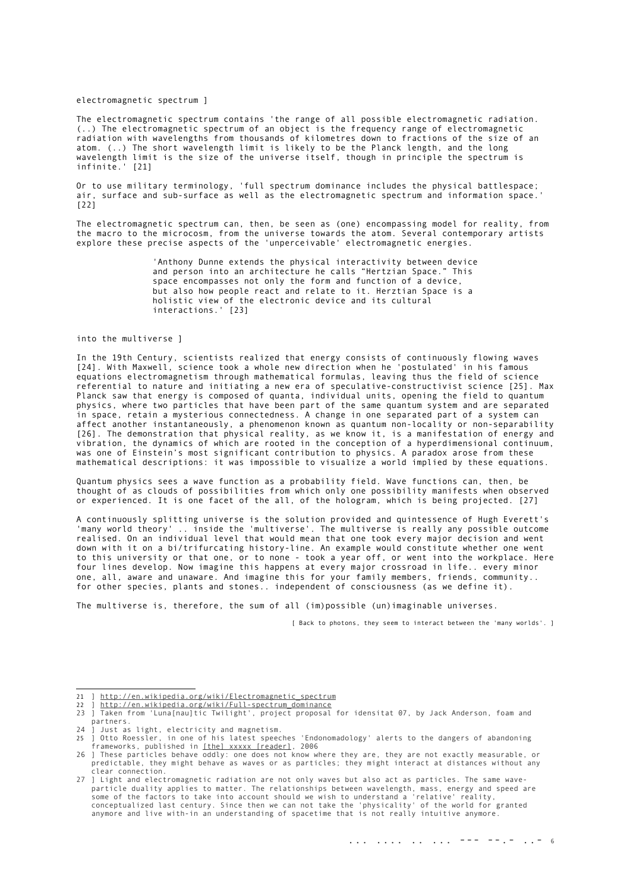electromagnetic spectrum ]

The electromagnetic spectrum contains 'the range of all possible electromagnetic radiation. (..) The electromagnetic spectrum of an object is the frequency range of electromagnetic radiation with wavelengths from thousands of kilometres down to fractions of the size of an atom. (..) The short wavelength limit is likely to be the Planck length, and the long wavelength limit is the size of the universe itself, though in principle the spectrum is infinite.' [21]

Or to use military terminology, 'full spectrum dominance includes the physical battlespace; air, surface and sub-surface as well as the electromagnetic spectrum and information space.' [22]

The electromagnetic spectrum can, then, be seen as (one) encompassing model for reality, from the macro to the microcosm, from the universe towards the atom. Several contemporary artists explore these precise aspects of the 'unperceivable' electromagnetic energies.

> 'Anthony Dunne extends the physical interactivity between device and person into an architecture he calls "Hertzian Space." This space encompasses not only the form and function of a device, but also how people react and relate to it. Herztian Space is a holistic view of the electronic device and its cultural interactions.' [23]

into the multiverse ]

In the 19th Century, scientists realized that energy consists of continuously flowing waves [24]. With Maxwell, science took a whole new direction when he 'postulated' in his famous equations electromagnetism through mathematical formulas, leaving thus the field of science referential to nature and initiating a new era of speculative-constructivist science [25]. Max Planck saw that energy is composed of quanta, individual units, opening the field to quantum physics, where two particles that have been part of the same quantum system and are separated in space, retain a mysterious connectedness. A change in one separated part of a system can affect another instantaneously, a phenomenon known as quantum non-locality or non-separability [26]. The demonstration that physical reality, as we know it, is a manifestation of energy and vibration, the dynamics of which are rooted in the conception of a hyperdimensional continuum, was one of Einstein's most significant contribution to physics. A paradox arose from these mathematical descriptions: it was impossible to visualize a world implied by these equations.

Quantum physics sees a wave function as a probability field. Wave functions can, then, be thought of as clouds of possibilities from which only one possibility manifests when observed or experienced. It is one facet of the all, of the hologram, which is being projected. [27]

A continuously splitting universe is the solution provided and quintessence of Hugh Everett's 'many world theory' .. inside the 'multiverse'. The multiverse is really any possible outcome realised. On an individual level that would mean that one took every major decision and went down with it on a bi/trifurcating history-line. An example would constitute whether one went to this university or that one, or to none - took a year off, or went into the workplace. Here four lines develop. Now imagine this happens at every major crossroad in life.. every minor one, all, aware and unaware. And imagine this for your family members, friends, community.. for other species, plants and stones.. independent of consciousness (as we define it).

The multiverse is, therefore, the sum of all (im)possible (un)imaginable universes.

[ Back to photons, they seem to interact between the 'many worlds'. ]

---

21 ] http://en.wikipedia.org/wiki/Electromagnetic_spectrum

22 ] http://en.wikipedia.org/wiki/Full-spectrum_dominance

23 ] Taken from 'Luna[nau]tic Twilight', project proposal for idensitat 07, by Jack Anderson, foam and partners.

24 ] Just as light, electricity and magnetism.

25 ] Otto Roessler, in one of his latest speeches 'Endonomadology' alerts to the dangers of abandoning frameworks, published in [the] xxxxx [reader], 2006

26 ] These particles behave oddly: one does not know where they are, they are not exactly measurable, or predictable, they might behave as waves or as particles; they might interact at distances without any clear connection.

27 ] Light and electromagnetic radiation are not only waves but also act as particles. The same wave-particle duality applies to matter. The relationships between wavelength, mass, energy and speed are some of the factors to take into account should we wish to understand a 'relative' reality, conceptualized last century. Since then we can not take the 'physicality' of the world for granted anymore and live with-in an understanding of spacetime that is not really intuitive anymore.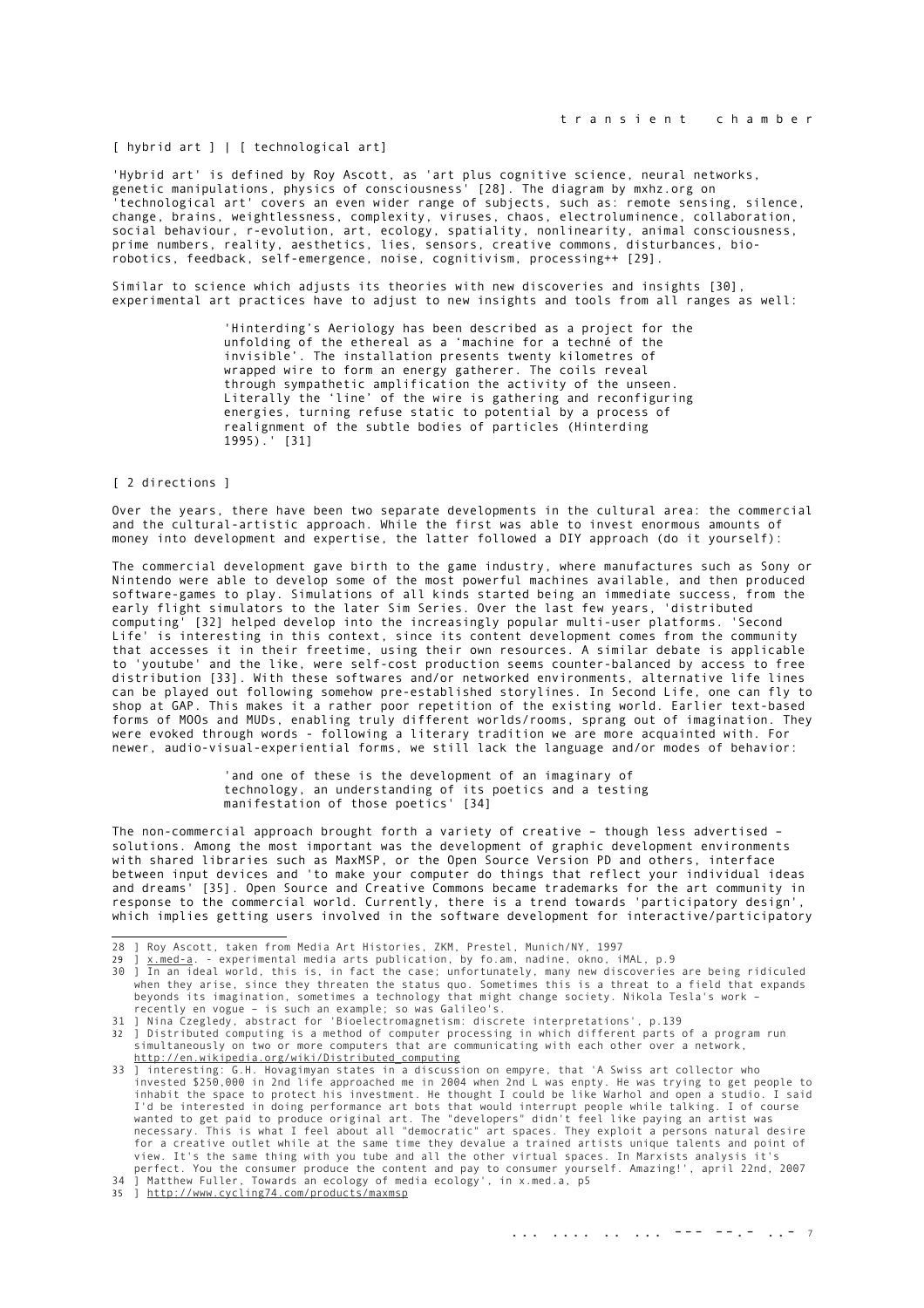[ hybrid art ] | [ technological art]

'Hybrid art' is defined by Roy Ascott, as 'art plus cognitive science, neural networks, genetic manipulations, physics of consciousness' [28]. The diagram by mxhz.org on 'technological art' covers an even wider range of subjects, such as: remote sensing, silence, change, brains, weightlessness, complexity, viruses, chaos, electroluminence, collaboration, social behaviour, r-evolution, art, ecology, spatiality, nonlinearity, animal consciousness, prime numbers, reality, aesthetics, lies, sensors, creative commons, disturbances, bio-robotics, feedback, self-emergence, noise, cognitivism, processing++ [29].

Similar to science which adjusts its theories with new discoveries and insights [30], experimental art practices have to adjust to new insights and tools from all ranges as well:

> 'Hinterding's Aeriology has been described as a project for the unfolding of the ethereal as a 'machine for a techné of the invisible'. The installation presents twenty kilometres of wrapped wire to form an energy gatherer. The coils reveal through sympathetic amplification the activity of the unseen. Literally the 'line' of the wire is gathering and reconfiguring energies, turning refuse static to potential by a process of realignment of the subtle bodies of particles (Hinterding 1995).' [31]

[ 2 directions ]

Over the years, there have been two separate developments in the cultural area: the commercial and the cultural-artistic approach. While the first was able to invest enormous amounts of money into development and expertise, the latter followed a DIY approach (do it yourself):

The commercial development gave birth to the game industry, where manufactures such as Sony or Nintendo were able to develop some of the most powerful machines available, and then produced software-games to play. Simulations of all kinds started being an immediate success, from the early flight simulators to the later Sim Series. Over the last few years, 'distributed computing' [32] helped develop into the increasingly popular multi-user platforms. 'Second Life' is interesting in this context, since its content development comes from the community that accesses it in their freetime, using their own resources. A similar debate is applicable to 'youtube' and the like, were self-cost production seems counter-balanced by access to free distribution [33]. With these softwares and/or networked environments, alternative life lines can be played out following somehow pre-established storylines. In Second Life, one can fly to shop at GAP. This makes it a rather poor repetition of the existing world. Earlier text-based forms of MOOs and MUDs, enabling truly different worlds/rooms, sprang out of imagination. They were evoked through words - following a literary tradition we are more acquainted with. For newer, audio-visual-experiential forms, we still lack the language and/or modes of behavior:

> 'and one of these is the development of an imaginary of technology, an understanding of its poetics and a testing manifestation of those poetics' [34]

The non-commercial approach brought forth a variety of creative – though less advertised – solutions. Among the most important was the development of graphic development environments with shared libraries such as MaxMSP, or the Open Source Version PD and others, interface between input devices and 'to make your computer do things that reflect your individual ideas and dreams' [35]. Open Source and Creative Commons became trademarks for the art community in response to the commercial world. Currently, there is a trend towards 'participatory design', which implies getting users involved in the software development for interactive/participatory

---

28 ] Roy Ascott, taken from Media Art Histories, ZKM, Prestel, Munich/NY, 1997

29 ] x.med-a. - experimental media arts publication, by fo.am, nadine, okno, iMAL, p.9

30 ] In an ideal world, this is, in fact the case; unfortunately, many new discoveries are being ridiculed when they arise, since they threaten the status quo. Sometimes this is a threat to a field that expands beyonds its imagination, sometimes a technology that might change society. Nikola Tesla's work – recently en vogue – is such an example; so was Galileo's.

31 ] Nina Czegledy, abstract for 'Bioelectromagnetism: discrete interpretations', p.139

32 ] Distributed computing is a method of computer processing in which different parts of a program run simultaneously on two or more computers that are communicating with each other over a network, http://en.wikipedia.org/wiki/Distributed_computing

33 ] interesting: G.H. Hovagimyan states in a discussion on empyre, that 'A Swiss art collector who invested $250,000 in 2nd life approached me in 2004 when 2nd L was enpty. He was trying to get people to inhabit the space to protect his investment. He thought I could be like Warhol and open a studio. I said I'd be interested in doing performance art bots that would interrupt people while talking. I of course wanted to get paid to produce original art. The "developers" didn't feel like paying an artist was necessary. This is what I feel about all "democratic" art spaces. They exploit a persons natural desire for a creative outlet while at the same time they devalue a trained artists unique talents and point of view. It's the same thing with you tube and all the other virtual spaces. In Marxists analysis it's perfect. You the consumer produce the content and pay to consumer yourself. Amazing!', april 22nd, 2007

34 ] Matthew Fuller, Towards an ecology of media ecology', in x.med.a, p5

35 ] http://www.cycling74.com/products/maxmsp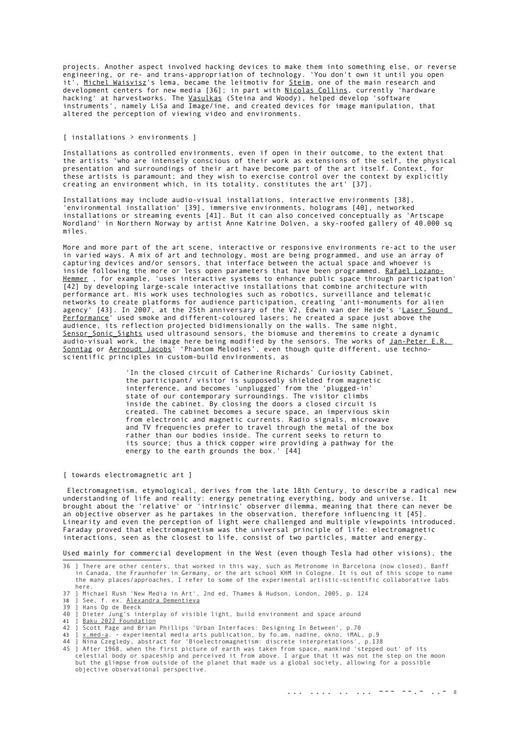projects. Another aspect involved hacking devices to make them into something else, or reverse engineering, or re- and trans-appropriation of technology. 'You don't own it until you open it', Michel Waisvisz's lema, became the leitmotiv for Steim, one of the main research and development centers for new media [36]; in part with Nicolas Collins, currently 'hardware hacking' at harvestworks. The Vasulkas (Steina and Woody), helped develop 'software instruments', namely LiSa and Image/ine, and created devices for image manipulation, that altered the perception of viewing video and environments.

[ installations > environments ]

Installations as controlled environments, even if open in their outcome, to the extent that the artists 'who are intensely conscious of their work as extensions of the self, the physical presentation and surroundings of their art have become part of the art itself. Context, for these artists is paramount; and they wish to exercise control over the context by explicitly creating an environment which, in its totality, constitutes the art' [37].

Installations may include audio-visual installations, interactive environments [38], 'environmental installation' [39], immersive environments, holograms [40], networked installations or streaming events [41]. But it can also conceived conceptually as 'Artscape Nordland' in Northern Norway by artist Anne Katrine Dolven, a sky-roofed gallery of 40.000 sq miles.

More and more part of the art scene, interactive or responsive environments re-act to the user in varied ways. A mix of art and technology, most are being programmed, and use an array of capturing devices and/or sensors, that interface between the actual space and whoever is inside following the more or less open parameters that have been programmed. Rafael Lozano-Hemmer , for example, 'uses interactive systems to enhance public space through participation' [42] by developing large-scale interactive installations that combine architecture with performance art. His work uses technologies such as robotics, surveillance and telematic networks to create platforms for audience participation, creating 'anti-monuments for alien agency' [43]. In 2007, at the 25th anniversary of the V2, Edwin van der Heide's 'Laser Sound Performance' used smoke and different-coloured lasers; he created a space just above the audience, its reflection projected bidimensionally on the walls. The same night, Sensor_Sonic_Sights used ultrasound sensors, the biomuse and theremins to create a dynamic audio-visual work, the image here being modified by the sensors. The works of Jan-Peter E.R. Sonntag or Aernoudt Jacobs' 'Phantom Melodies', even though quite different, use techno-scientific principles in custom-build environments, as

> 'In the closed circuit of Catherine Richards' Curiosity Cabinet, the participant/ visitor is supposedly shielded from magnetic interference, and becomes 'unplugged' from the 'plugged-in' state of our contemporary surroundings. The visitor climbs inside the cabinet. By closing the doors a closed circuit is created. The cabinet becomes a secure space, an impervious skin from electronic and magnetic currents. Radio signals, microwave and TV frequencies prefer to travel through the metal of the box rather than our bodies inside. The current seeks to return to its source; thus a thick copper wire providing a pathway for the energy to the earth grounds the box.' [44]

[ towards electromagnetic art ]

Electromagnetism, etymological, derives from the late 18th Century, to describe a radical new understanding of life and reality: energy penetrating everything, body and universe. It brought about the 'relative' or 'intrinsic' observer dilemma, meaning that there can never be an objective observer as he partakes in the observation, therefore influencing it [45]. Linearity and even the perception of light were challenged and multiple viewpoints introduced. Faraday proved that electromagnetism was the universal principle of life: electromagnetic interactions, seen as the closest to life, consist of two particles, matter and energy.

Used mainly for commercial development in the West (even though Tesla had other visions), the

---

36 ] There are other centers, that worked in this way, such as Metronome in Barcelona (now closed), Banff in Canada, the Fraunhofer in Germany, or the art school KHM in Cologne. It is out of this scope to name the many places/approaches, I refer to some of the experimental artistic-scientific collaborative labs here.
37 ] Michael Rush 'New Media in Art', 2nd ed, Thames & Hudson, London, 2005, p. 124
38 ] See, f. ex. Alexandra Dementieva
39 ] Hans Op de Beeck
40 ] Dieter Jung's interplay of visible light, build environment and space around
41 ] Baku 2022 Foundation
42 ] Scott Page and Brian Phillips 'Urban Interfaces: Designing In Between', p.70
43 ] x.med-a. - experimental media arts publication, by fo.am, nadine, okno, iMAL, p.9
44 ] Nina Czegledy, abstract for 'Bioelectromagnetism: discrete interpretations', p.138
45 ] After 1968, when the first picture of earth was taken from space, mankind 'stepped out' of its celestial body or spaceship and perceived it from above. I argue that it was not the step on the moon but the glimpse from outside of the planet that made us a global society, allowing for a possible objective observational perspective.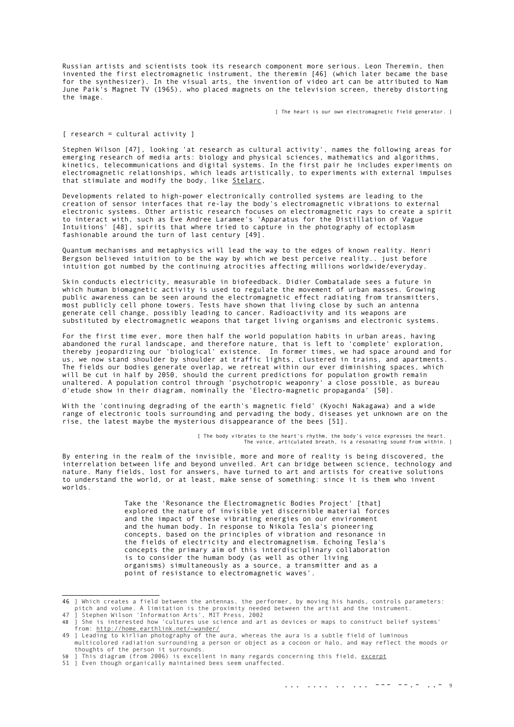Russian artists and scientists took its research component more serious. Leon Theremin, then invented the first electromagnetic instrument, the theremin [46] (which later became the base for the synthesizer). In the visual arts, the invention of video art can be attributed to Nam June Paik's Magnet TV (1965), who placed magnets on the television screen, thereby distorting the image.

[ The heart is our own electromagnetic field generator. ]

[ research = cultural activity ]

Stephen Wilson [47], looking 'at research as cultural activity', names the following areas for emerging research of media arts: biology and physical sciences, mathematics and algorithms, kinetics, telecommunications and digital systems. In the first pair he includes experiments on electromagnetic relationships, which leads artistically, to experiments with external impulses that stimulate and modify the body, like Stelarc,

Developments related to high-power electronically controlled systems are leading to the creation of sensor interfaces that re-lay the body's electromagnetic vibrations to external electronic systems. Other artistic research focuses on electromagnetic rays to create a spirit to interact with, such as Eve Andree Laramee's 'Apparatus for the Distillation of Vague Intuitions' [48], spirits that where tried to capture in the photography of ectoplasm fashionable around the turn of last century [49].

Quantum mechanisms and metaphysics will lead the way to the edges of known reality. Henri Bergson believed intuition to be the way by which we best perceive reality.. just before intuition got numbed by the continuing atrocities affecting millions worldwide/everyday.

Skin conducts electricity, measurable in biofeedback. Didier Combatalade sees a future in which human biomagnetic activity is used to regulate the movement of urban masses. Growing public awareness can be seen around the electromagnetic effect radiating from transmitters, most publicly cell phone towers. Tests have shown that living close by such an antenna generate cell change, possibly leading to cancer. Radioactivity and its weapons are substituted by electromagnetic weapons that target living organisms and electronic systems.

For the first time ever, more then half the world population habits in urban areas, having abandoned the rural landscape, and therefore nature, that is left to 'complete' exploration, thereby jeopardizing our 'biological' existence. In former times, we had space around and for us, we now stand shoulder by shoulder at traffic lights, clustered in trains, and apartments. The fields our bodies generate overlap, we retreat within our ever diminishing spaces, which will be cut in half by 2050, should the current predictions for population growth remain unaltered. A population control through 'psychotropic weaponry' a close possible, as bureau d'etude show in their diagram, nominally the 'Electro-magnetic propaganda' [50].

With the 'continuing degrading of the earth's magnetic field' (Kyochi Nakagawa) and a wide range of electronic tools surrounding and pervading the body, diseases yet unknown are on the rise, the latest maybe the mysterious disappearance of the bees [51].

[ The body vibrates to the heart's rhythm, the body's voice expresses the heart. The voice, articulated breath, is a resonating sound from within. ]

By entering in the realm of the invisible, more and more of reality is being discovered, the interrelation between life and beyond unveiled. Art can bridge between science, technology and nature. Many fields, lost for answers, have turned to art and artists for creative solutions to understand the world, or at least, make sense of something: since it is them who invent worlds.

> Take the 'Resonance the Electromagnetic Bodies Project' [that] explored the nature of invisible yet discernible material forces and the impact of these vibrating energies on our environment and the human body. In response to Nikola Tesla's pioneering concepts, based on the principles of vibration and resonance in the fields of electricity and electromagnetism. Echoing Tesla's concepts the primary aim of this interdisciplinary collaboration is to consider the human body (as well as other living organisms) simultaneously as a source, a transmitter and as a point of resistance to electromagnetic waves'.

---

46 ] Which creates a field between the antennas, the performer, by moving his hands, controls parameters: pitch and volume. A limitation is the proximity needed between the artist and the instrument.
47 ] Stephen Wilson 'Information Arts', MIT Press, 2002
48 ] She is interested how 'cultures use science and art as devices or maps to construct belief systems' from: http://home.earthlink.net/~wander/
49 ] Leading to kirlian photography of the aura, whereas the aura is a subtle field of luminous multicolored radiation surrounding a person or object as a cocoon or halo, and may reflect the moods or thoughts of the person it surrounds.
50 ] This diagram (from 2006) is excellent in many regards concerning this field, excerpt
51 ] Even though organically maintained bees seem unaffected.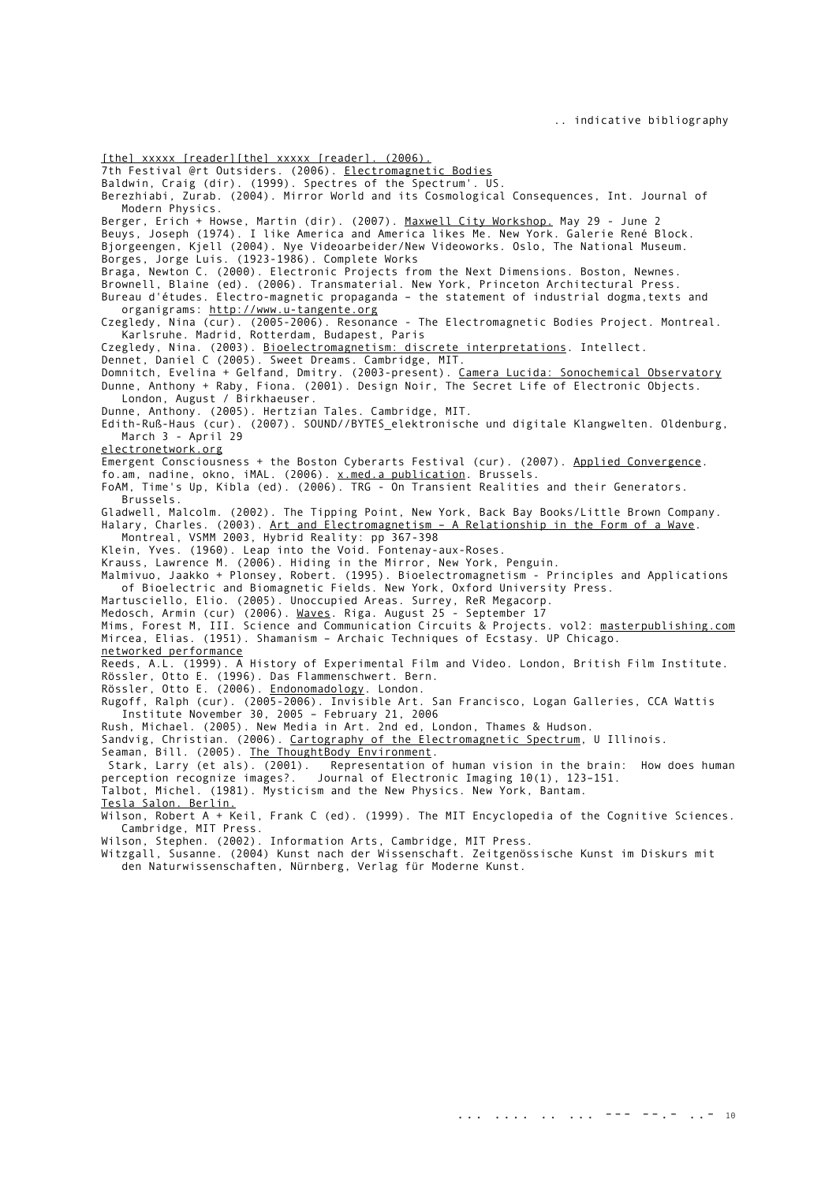.. indicative bibliography

[the] xxxxx [reader][the] xxxxx [reader]. (2006).

7th Festival @rt Outsiders. (2006). Electromagnetic Bodies

Baldwin, Craig (dir). (1999). Spectres of the Spectrum'. US.

Berezhiabi, Zurab. (2004). Mirror World and its Cosmological Consequences, Int. Journal of Modern Physics.

Berger, Erich + Howse, Martin (dir). (2007). Maxwell City Workshop. May 29 - June 2

Beuys, Joseph (1974). I like America and America likes Me. New York. Galerie René Block.

Bjorgeengen, Kjell (2004). Nye Videoarbeider/New Videoworks. Oslo, The National Museum.

Borges, Jorge Luis. (1923-1986). Complete Works

Braga, Newton C. (2000). Electronic Projects from the Next Dimensions. Boston, Newnes.

Brownell, Blaine (ed). (2006). Transmaterial. New York, Princeton Architectural Press.

Bureau d'études. Electro-magnetic propaganda – the statement of industrial dogma,texts and organigrams: http://www.u-tangente.org

Czegledy, Nina (cur). (2005-2006). Resonance - The Electromagnetic Bodies Project. Montreal. Karlsruhe. Madrid, Rotterdam, Budapest, Paris

Czegledy, Nina. (2003). Bioelectromagnetism: discrete interpretations. Intellect.

Dennet, Daniel C (2005). Sweet Dreams. Cambridge, MIT.

Domnitch, Evelina + Gelfand, Dmitry. (2003-present). Camera Lucida: Sonochemical Observatory

Dunne, Anthony + Raby, Fiona. (2001). Design Noir, The Secret Life of Electronic Objects. London, August / Birkhaeuser.

Dunne, Anthony. (2005). Hertzian Tales. Cambridge, MIT.

Edith-Ruß-Haus (cur). (2007). SOUND//BYTES_elektronische und digitale Klangwelten. Oldenburg, March 3 - April 29

electronetwork.org

Emergent Consciousness + the Boston Cyberarts Festival (cur). (2007). Applied Convergence.

fo.am, nadine, okno, iMAL. (2006). x.med.a publication. Brussels.

FoAM, Time's Up, Kibla (ed). (2006). TRG - On Transient Realities and their Generators. Brussels.

Gladwell, Malcolm. (2002). The Tipping Point, New York, Back Bay Books/Little Brown Company.

Halary, Charles. (2003). Art and Electromagnetism – A Relationship in the Form of a Wave. Montreal, VSMM 2003, Hybrid Reality: pp 367-398

Klein, Yves. (1960). Leap into the Void. Fontenay-aux-Roses.

Krauss, Lawrence M. (2006). Hiding in the Mirror, New York, Penguin.

Malmivuo, Jaakko + Plonsey, Robert. (1995). Bioelectromagnetism - Principles and Applications of Bioelectric and Biomagnetic Fields. New York, Oxford University Press.

Martusciello, Elio. (2005). Unoccupied Areas. Surrey, ReR Megacorp.

Medosch, Armin (cur) (2006). Waves. Riga. August 25 - September 17

Mims, Forest M, III. Science and Communication Circuits & Projects. vol2: masterpublishing.com

Mircea, Elias. (1951). Shamanism – Archaic Techniques of Ecstasy. UP Chicago.

networked performance

Reeds, A.L. (1999). A History of Experimental Film and Video. London, British Film Institute.

Rössler, Otto E. (1996). Das Flammenschwert. Bern.

Rössler, Otto E. (2006). Endonomadology. London.

Rugoff, Ralph (cur). (2005-2006). Invisible Art. San Francisco, Logan Galleries, CCA Wattis Institute November 30, 2005 – February 21, 2006

Rush, Michael. (2005). New Media in Art. 2nd ed, London, Thames & Hudson.

Sandvig, Christian. (2006). Cartography of the Electromagnetic Spectrum, U Illinois.

Seaman, Bill. (2005). The ThoughtBody Environment.

Stark, Larry (et als). (2001). Representation of human vision in the brain: How does human perception recognize images?. Journal of Electronic Imaging 10(1), 123–151.

Talbot, Michel. (1981). Mysticism and the New Physics. New York, Bantam.

Tesla Salon. Berlin.

Wilson, Robert A + Keil, Frank C (ed). (1999). The MIT Encyclopedia of the Cognitive Sciences. Cambridge, MIT Press.

Wilson, Stephen. (2002). Information Arts, Cambridge, MIT Press.

Witzgall, Susanne. (2004) Kunst nach der Wissenschaft. Zeitgenössische Kunst im Diskurs mit den Naturwissenschaften, Nürnberg, Verlag für Moderne Kunst.